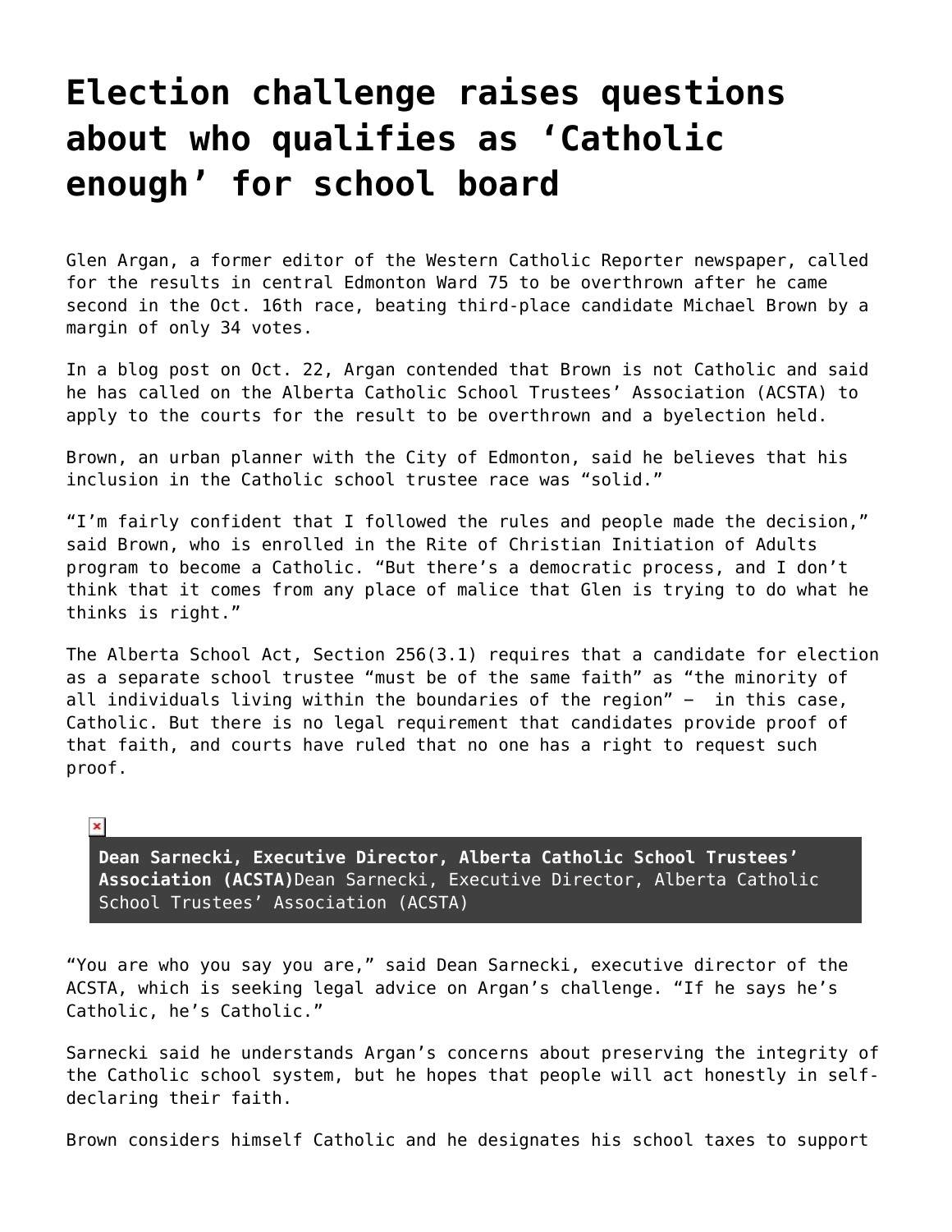# Election challenge raises questions about who qualifies as 'Catholic enough' for school board

Glen Argan, a former editor of the Western Catholic Reporter newspaper, called for the results in central Edmonton Ward 75 to be overthrown after he came second in the Oct. 16th race, beating third-place candidate Michael Brown by a margin of only 34 votes.

In a blog post on Oct. 22, Argan contended that Brown is not Catholic and said he has called on the Alberta Catholic School Trustees' Association (ACSTA) to apply to the courts for the result to be overthrown and a byelection held.

Brown, an urban planner with the City of Edmonton, said he believes that his inclusion in the Catholic school trustee race was "solid."

"I'm fairly confident that I followed the rules and people made the decision," said Brown, who is enrolled in the Rite of Christian Initiation of Adults program to become a Catholic. "But there's a democratic process, and I don't think that it comes from any place of malice that Glen is trying to do what he thinks is right."

The Alberta School Act, Section 256(3.1) requires that a candidate for election as a separate school trustee "must be of the same faith" as "the minority of all individuals living within the boundaries of the region" – in this case, Catholic. But there is no legal requirement that candidates provide proof of that faith, and courts have ruled that no one has a right to request such proof.

**Dean Sarnecki, Executive Director, Alberta Catholic School Trustees' Association (ACSTA)**Dean Sarnecki, Executive Director, Alberta Catholic School Trustees' Association (ACSTA)

"You are who you say you are," said Dean Sarnecki, executive director of the ACSTA, which is seeking legal advice on Argan's challenge. "If he says he's Catholic, he's Catholic."

Sarnecki said he understands Argan's concerns about preserving the integrity of the Catholic school system, but he hopes that people will act honestly in self-declaring their faith.

Brown considers himself Catholic and he designates his school taxes to support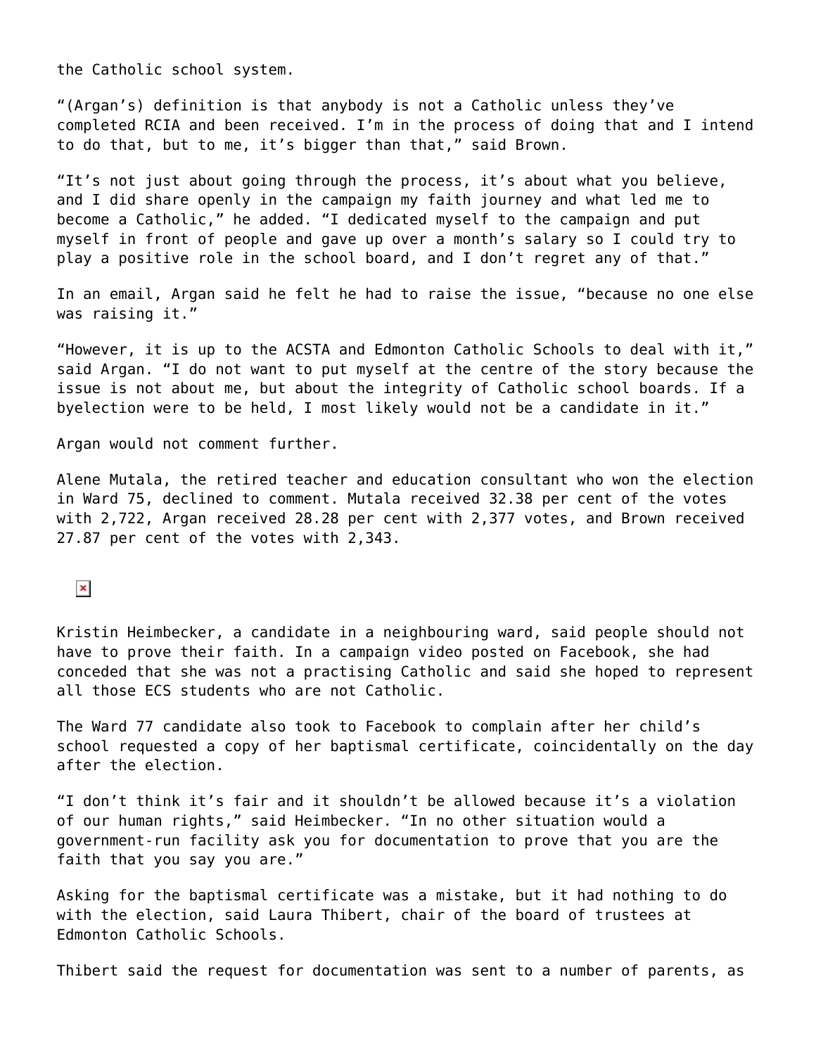the Catholic school system.

“(Argan’s) definition is that anybody is not a Catholic unless they’ve completed RCIA and been received. I’m in the process of doing that and I intend to do that, but to me, it’s bigger than that,” said Brown.

“It’s not just about going through the process, it’s about what you believe, and I did share openly in the campaign my faith journey and what led me to become a Catholic,” he added. “I dedicated myself to the campaign and put myself in front of people and gave up over a month’s salary so I could try to play a positive role in the school board, and I don’t regret any of that.”

In an email, Argan said he felt he had to raise the issue, “because no one else was raising it.”

“However, it is up to the ACSTA and Edmonton Catholic Schools to deal with it,” said Argan. “I do not want to put myself at the centre of the story because the issue is not about me, but about the integrity of Catholic school boards. If a byelection were to be held, I most likely would not be a candidate in it.”

Argan would not comment further.

Alene Mutala, the retired teacher and education consultant who won the election in Ward 75, declined to comment. Mutala received 32.38 per cent of the votes with 2,722, Argan received 28.28 per cent with 2,377 votes, and Brown received 27.87 per cent of the votes with 2,343.

Kristin Heimbecker, a candidate in a neighbouring ward, said people should not have to prove their faith. In a campaign video posted on Facebook, she had conceded that she was not a practising Catholic and said she hoped to represent all those ECS students who are not Catholic.

The Ward 77 candidate also took to Facebook to complain after her child’s school requested a copy of her baptismal certificate, coincidentally on the day after the election.

“I don’t think it’s fair and it shouldn’t be allowed because it’s a violation of our human rights,” said Heimbecker. “In no other situation would a government-run facility ask you for documentation to prove that you are the faith that you say you are.”

Asking for the baptismal certificate was a mistake, but it had nothing to do with the election, said Laura Thibert, chair of the board of trustees at Edmonton Catholic Schools.

Thibert said the request for documentation was sent to a number of parents, as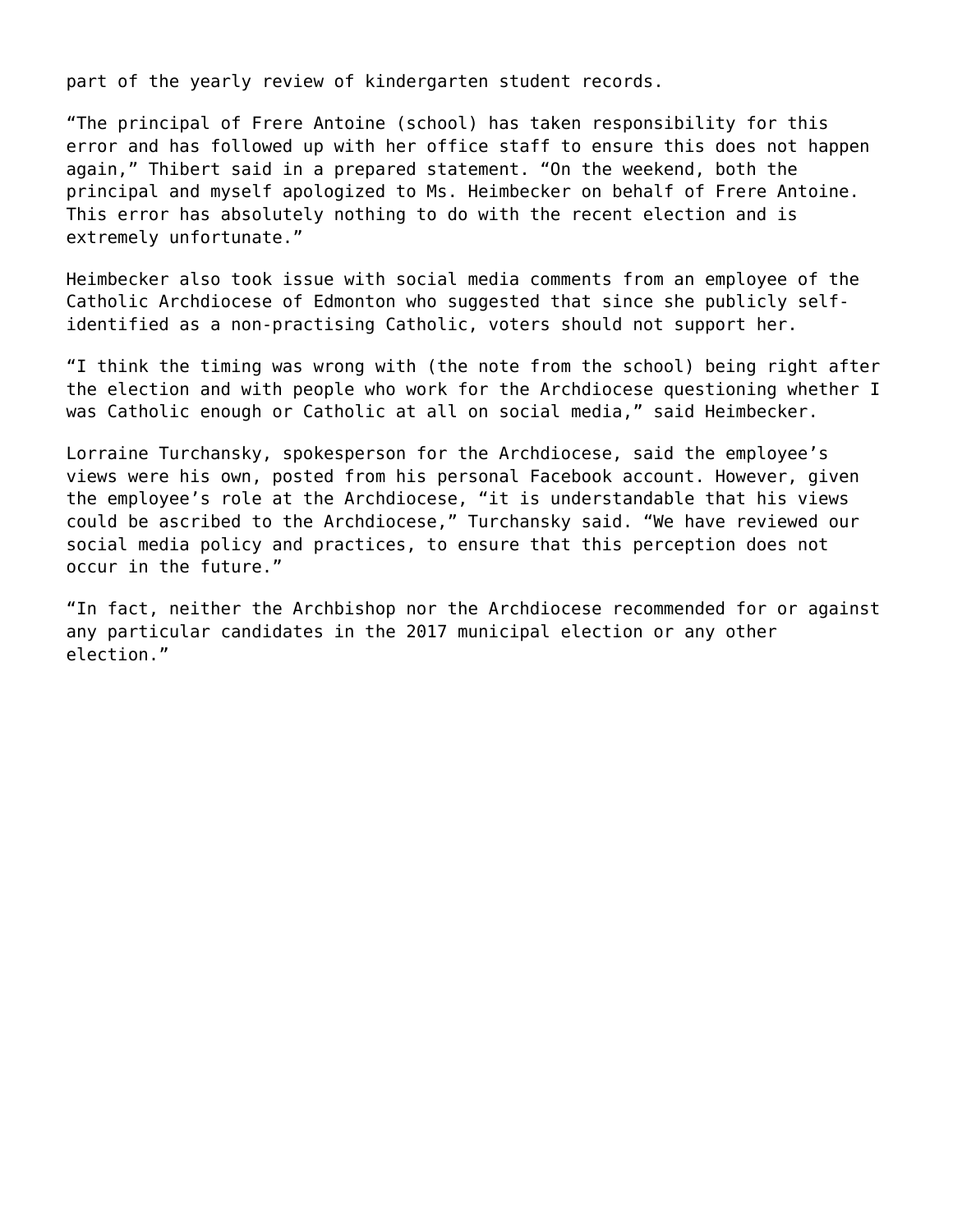part of the yearly review of kindergarten student records.

“The principal of Frere Antoine (school) has taken responsibility for this error and has followed up with her office staff to ensure this does not happen again,” Thibert said in a prepared statement. “On the weekend, both the principal and myself apologized to Ms. Heimbecker on behalf of Frere Antoine. This error has absolutely nothing to do with the recent election and is extremely unfortunate.”

Heimbecker also took issue with social media comments from an employee of the Catholic Archdiocese of Edmonton who suggested that since she publicly self-identified as a non-practising Catholic, voters should not support her.

“I think the timing was wrong with (the note from the school) being right after the election and with people who work for the Archdiocese questioning whether I was Catholic enough or Catholic at all on social media,” said Heimbecker.

Lorraine Turchansky, spokesperson for the Archdiocese, said the employee’s views were his own, posted from his personal Facebook account. However, given the employee’s role at the Archdiocese, “it is understandable that his views could be ascribed to the Archdiocese,” Turchansky said. “We have reviewed our social media policy and practices, to ensure that this perception does not occur in the future.”

“In fact, neither the Archbishop nor the Archdiocese recommended for or against any particular candidates in the 2017 municipal election or any other election.”